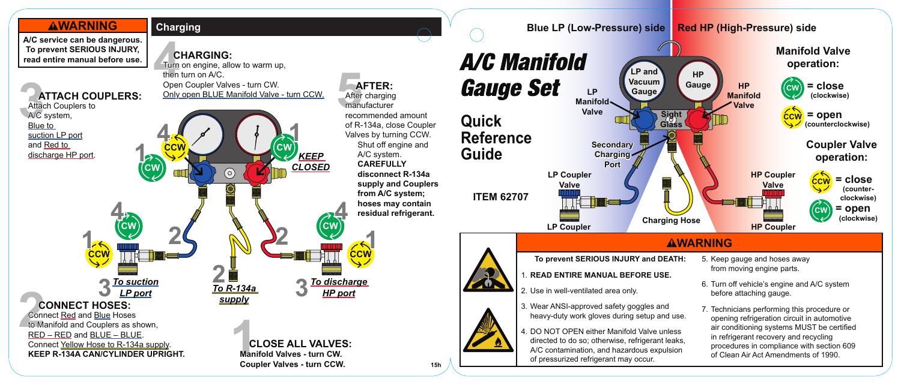## ⚠WARNING

**A/C service can be dangerous. To prevent SERIOUS INJURY, read entire manual before use.**

## Charging

### 1 CLOSE ALL VALVES:

**Manifold Valves - turn CW.**
**Coupler Valves - turn CCW.**

### 2 CONNECT HOSES:

Connect Red and Blue Hoses to Manifold and Couplers as shown, RED – RED and BLUE – BLUE.
Connect Yellow Hose to R-134a supply.
**KEEP R-134A CAN/CYLINDER UPRIGHT.**

### 3 ATTACH COUPLERS:

Attach Couplers to A/C system, Blue to suction LP port and Red to discharge HP port.

### 4 CHARGING:

Turn on engine, allow to warm up, then turn on A/C.
Open Coupler Valves - turn CW.
Only open BLUE Manifold Valve - turn CCW.

### 5 AFTER:

After charging manufacturer recommended amount of R-134a, close Coupler Valves by turning CCW.

Shut off engine and A/C system.
**CAREFULLY disconnect R-134a supply and Couplers from A/C system; hoses may contain residual refrigerant.**

Diagram labels: 1 CW; 4 CCW; 1 CW; *KEEP CLOSED*; 4 CW; 1 CCW; 2; 2; 2; 4 CW; 1 CCW; 3 *To suction LP port*; *To R-134a supply*; 3 *To discharge HP port*

# A/C Manifold Gauge Set

## Quick Reference Guide

**ITEM 62707**

**Blue LP (Low-Pressure) side** | **Red HP (High-Pressure) side**

Diagram labels: LP and Vacuum Gauge; HP Gauge; LP Manifold Valve; HP Manifold Valve; Sight Glass; Secondary Charging Port; LP Coupler Valve; HP Coupler Valve; LP Coupler; Charging Hose; HP Coupler

**Manifold Valve operation:**

- CW = close (clockwise)
- CCW = open (counterclockwise)

**Coupler Valve operation:**

- CCW = close (counter-clockwise)
- CW = open (clockwise)

## ⚠WARNING

**To prevent SERIOUS INJURY and DEATH:**

1. **READ ENTIRE MANUAL BEFORE USE.**
2. Use in well-ventilated area only.
3. Wear ANSI-approved safety goggles and heavy-duty work gloves during setup and use.
4. DO NOT OPEN either Manifold Valve unless directed to do so; otherwise, refrigerant leaks, A/C contamination, and hazardous expulsion of pressurized refrigerant may occur.
5. Keep gauge and hoses away from moving engine parts.
6. Turn off vehicle's engine and A/C system before attaching gauge.
7. Technicians performing this procedure or opening refrigeration circuit in automotive air conditioning systems MUST be certified in refrigerant recovery and recycling procedures in compliance with section 609 of Clean Air Act Amendments of 1990.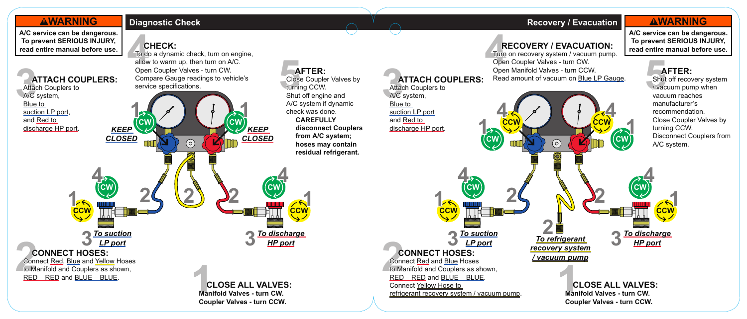## ⚠WARNING

**A/C service can be dangerous. To prevent SERIOUS INJURY, read entire manual before use.**

## Diagnostic Check

### 1 CLOSE ALL VALVES:

**Manifold Valves - turn CW.**
**Coupler Valves - turn CCW.**

### 2 CONNECT HOSES:

Connect Red, Blue and Yellow Hoses to Manifold and Couplers as shown, RED – RED and BLUE – BLUE.

### 3 ATTACH COUPLERS:

Attach Couplers to A/C system, Blue to suction LP port, and Red to discharge HP port.

### 4 CHECK:

To do a dynamic check, turn on engine, allow to warm up, then turn on A/C. Open Coupler Valves - turn CW. Compare Gauge readings to vehicle's service specifications.

### 5 AFTER:

Close Coupler Valves by turning CCW. Shut off engine and A/C system if dynamic check was done.

**CAREFULLY disconnect Couplers from A/C system; hoses may contain residual refrigerant.**

1 CW · 1 CW · *KEEP CLOSED* · *KEEP CLOSED* · 2 · 2 · 2 · 4 CW · 4 CW · 1 CCW · 1 CCW

3 *To suction LP port*

3 *To discharge HP port*

## Recovery / Evacuation

## ⚠WARNING

**A/C service can be dangerous. To prevent SERIOUS INJURY, read entire manual before use.**

### 1 CLOSE ALL VALVES:

**Manifold Valves - turn CW.**
**Coupler Valves - turn CCW.**

### 2 CONNECT HOSES:

Connect Red and Blue Hoses to Manifold and Couplers as shown, RED – RED and BLUE – BLUE. Connect Yellow Hose to refrigerant recovery system / vacuum pump.

### 3 ATTACH COUPLERS:

Attach Couplers to A/C system, Blue to suction LP port and Red to discharge HP port.

### 4 RECOVERY / EVACUATION:

Turn on recovery system / vacuum pump. Open Coupler Valves - turn CW. Open Manifold Valves - turn CCW. Read amount of vacuum on Blue LP Gauge.

### 5 AFTER:

Shut off recovery system / vacuum pump when vacuum reaches manufacturer's recommendation. Close Coupler Valves by turning CCW. Disconnect Couplers from A/C system.

1 CW · 1 CW · 4 CCW · 4 CCW · 2 · 2 · 4 CW · 4 CW · 1 CCW · 1 CCW

3 *To suction LP port*

2 *To refrigerant recovery system / vacuum pump*

3 *To discharge HP port*